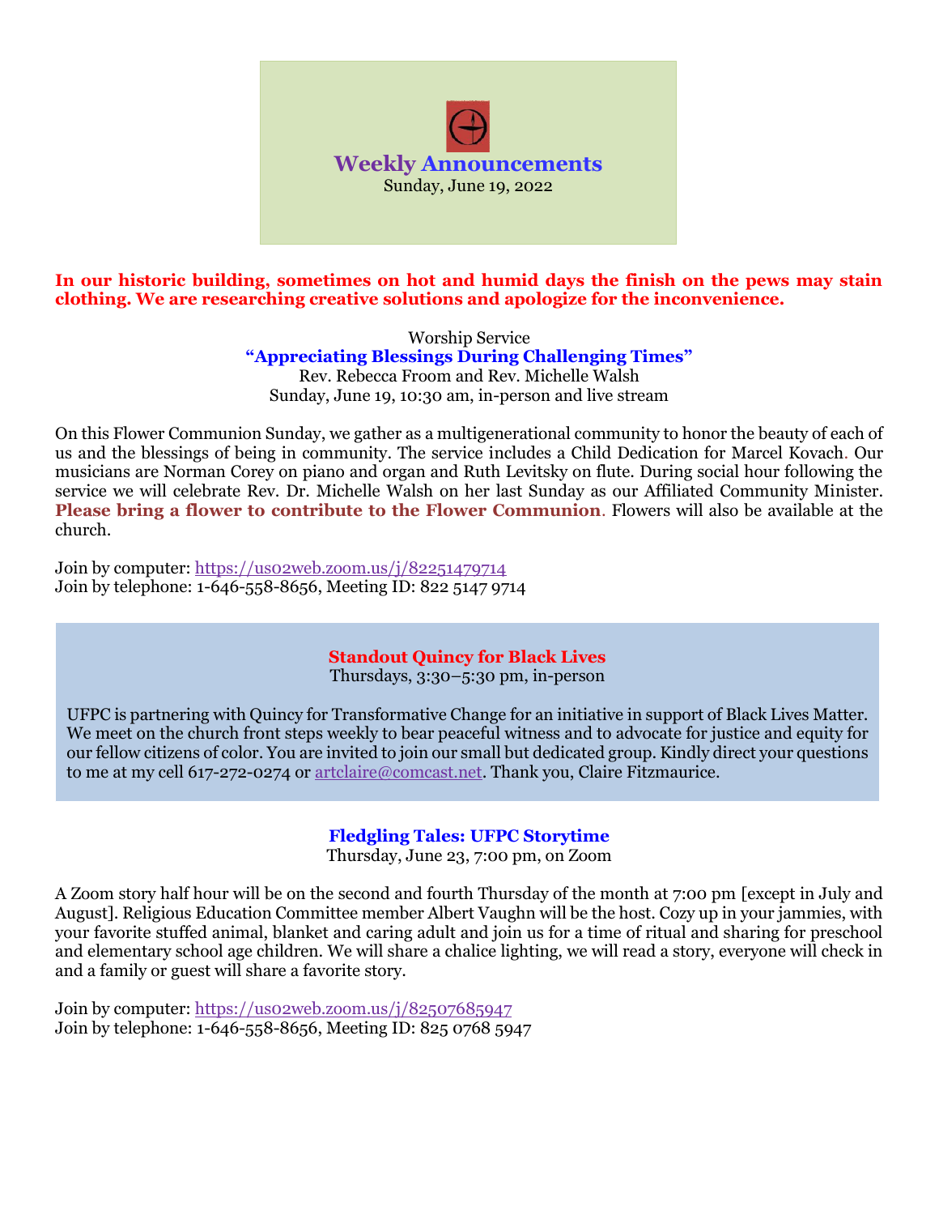# Weekly Announcements

Sunday, June 19, 2022

**In our historic building, sometimes on hot and humid days the finish on the pews may stain clothing. We are researching creative solutions and apologize for the inconvenience.**

Worship Service

**“Appreciating Blessings During Challenging Times”**

Rev. Rebecca Froom and Rev. Michelle Walsh

Sunday, June 19, 10:30 am, in-person and live stream

On this Flower Communion Sunday, we gather as a multigenerational community to honor the beauty of each of us and the blessings of being in community. The service includes a Child Dedication for Marcel Kovach. Our musicians are Norman Corey on piano and organ and Ruth Levitsky on flute. During social hour following the service we will celebrate Rev. Dr. Michelle Walsh on her last Sunday as our Affiliated Community Minister. **Please bring a flower to contribute to the Flower Communion**. Flowers will also be available at the church.

Join by computer: https://us02web.zoom.us/j/82251479714
Join by telephone: 1-646-558-8656, Meeting ID: 822 5147 9714

## Standout Quincy for Black Lives

Thursdays, 3:30–5:30 pm, in-person

UFPC is partnering with Quincy for Transformative Change for an initiative in support of Black Lives Matter. We meet on the church front steps weekly to bear peaceful witness and to advocate for justice and equity for our fellow citizens of color. You are invited to join our small but dedicated group. Kindly direct your questions to me at my cell 617-272-0274 or artclaire@comcast.net. Thank you, Claire Fitzmaurice.

## Fledgling Tales: UFPC Storytime

Thursday, June 23, 7:00 pm, on Zoom

A Zoom story half hour will be on the second and fourth Thursday of the month at 7:00 pm [except in July and August]. Religious Education Committee member Albert Vaughn will be the host. Cozy up in your jammies, with your favorite stuffed animal, blanket and caring adult and join us for a time of ritual and sharing for preschool and elementary school age children. We will share a chalice lighting, we will read a story, everyone will check in and a family or guest will share a favorite story.

Join by computer: https://us02web.zoom.us/j/82507685947
Join by telephone: 1-646-558-8656, Meeting ID: 825 0768 5947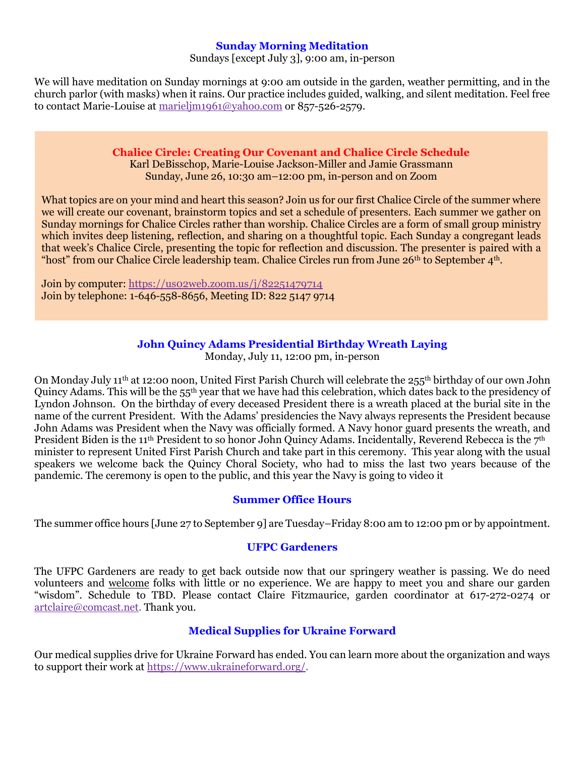### Sunday Morning Meditation

Sundays [except July 3], 9:00 am, in-person

We will have meditation on Sunday mornings at 9:00 am outside in the garden, weather permitting, and in the church parlor (with masks) when it rains. Our practice includes guided, walking, and silent meditation. Feel free to contact Marie-Louise at marieljm1961@yahoo.com or 857-526-2579.

### Chalice Circle: Creating Our Covenant and Chalice Circle Schedule

Karl DeBisschop, Marie-Louise Jackson-Miller and Jamie Grassmann
Sunday, June 26, 10:30 am–12:00 pm, in-person and on Zoom

What topics are on your mind and heart this season? Join us for our first Chalice Circle of the summer where we will create our covenant, brainstorm topics and set a schedule of presenters. Each summer we gather on Sunday mornings for Chalice Circles rather than worship. Chalice Circles are a form of small group ministry which invites deep listening, reflection, and sharing on a thoughtful topic. Each Sunday a congregant leads that week's Chalice Circle, presenting the topic for reflection and discussion. The presenter is paired with a "host" from our Chalice Circle leadership team. Chalice Circles run from June 26th to September 4th.

Join by computer: https://us02web.zoom.us/j/82251479714
Join by telephone: 1-646-558-8656, Meeting ID: 822 5147 9714

### John Quincy Adams Presidential Birthday Wreath Laying

Monday, July 11, 12:00 pm, in-person

On Monday July 11th at 12:00 noon, United First Parish Church will celebrate the 255th birthday of our own John Quincy Adams. This will be the 55th year that we have had this celebration, which dates back to the presidency of Lyndon Johnson. On the birthday of every deceased President there is a wreath placed at the burial site in the name of the current President. With the Adams' presidencies the Navy always represents the President because John Adams was President when the Navy was officially formed. A Navy honor guard presents the wreath, and President Biden is the 11th President to so honor John Quincy Adams. Incidentally, Reverend Rebecca is the 7th minister to represent United First Parish Church and take part in this ceremony. This year along with the usual speakers we welcome back the Quincy Choral Society, who had to miss the last two years because of the pandemic. The ceremony is open to the public, and this year the Navy is going to video it

### Summer Office Hours

The summer office hours [June 27 to September 9] are Tuesday–Friday 8:00 am to 12:00 pm or by appointment.

### UFPC Gardeners

The UFPC Gardeners are ready to get back outside now that our springery weather is passing. We do need volunteers and welcome folks with little or no experience. We are happy to meet you and share our garden "wisdom". Schedule to TBD. Please contact Claire Fitzmaurice, garden coordinator at 617-272-0274 or artclaire@comcast.net. Thank you.

### Medical Supplies for Ukraine Forward

Our medical supplies drive for Ukraine Forward has ended. You can learn more about the organization and ways to support their work at https://www.ukraineforward.org/.